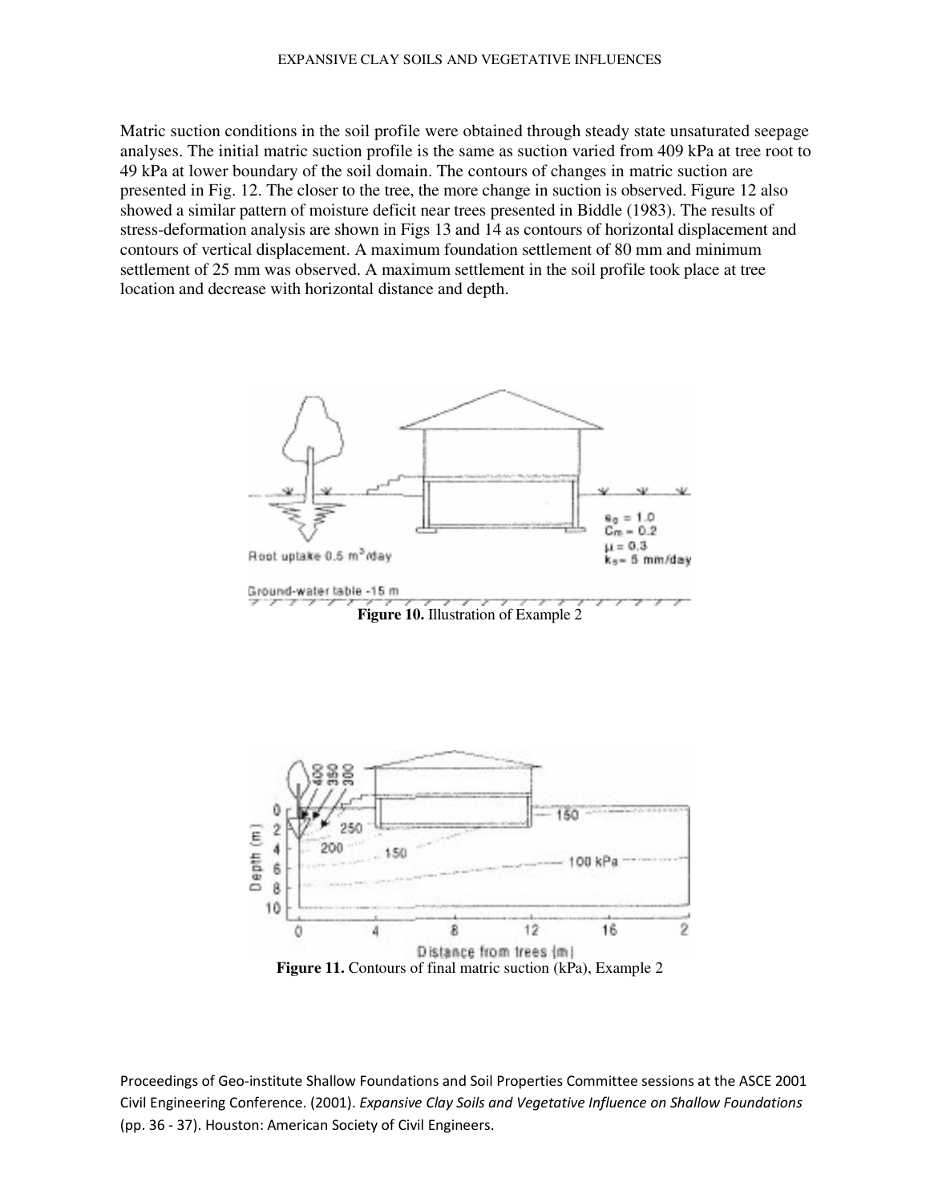Matric suction conditions in the soil profile were obtained through steady state unsaturated seepage analyses. The initial matric suction profile is the same as suction varied from 409 kPa at tree root to 49 kPa at lower boundary of the soil domain. The contours of changes in matric suction are presented in Fig. 12. The closer to the tree, the more change in suction is observed. Figure 12 also showed a similar pattern of moisture deficit near trees presented in Biddle (1983). The results of stress-deformation analysis are shown in Figs 13 and 14 as contours of horizontal displacement and contours of vertical displacement. A maximum foundation settlement of 80 mm and minimum settlement of 25 mm was observed. A maximum settlement in the soil profile took place at tree location and decrease with horizontal distance and depth.

**Figure 10.** Illustration of Example 2

**Figure 11.** Contours of final matric suction (kPa), Example 2

Proceedings of Geo-institute Shallow Foundations and Soil Properties Committee sessions at the ASCE 2001 Civil Engineering Conference. (2001). *Expansive Clay Soils and Vegetative Influence on Shallow Foundations* (pp. 36 - 37). Houston: American Society of Civil Engineers.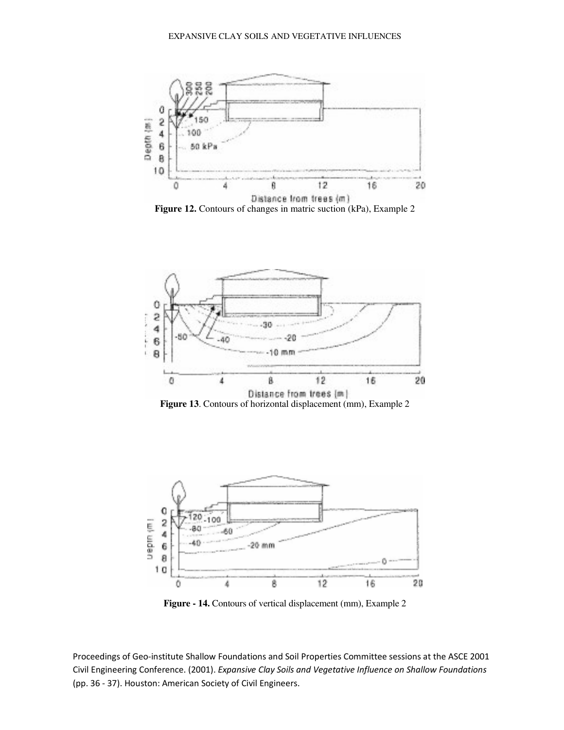0
2
4
6
8
10

Depth (m)

300
250
200
150
100
50 kPa

0
4
8
12
16
20

Distance from trees (m)

**Figure 12.** Contours of changes in matric suction (kPa), Example 2

0
2
4
6
8

-30
-50
-40
-20
-10 mm

0
4
8
12
16
20

Distance from trees (m)

**Figure 13**. Contours of horizontal displacement (mm), Example 2

0
2
4
6
8
10

Depth (m)

-120
-100
-80
-60
-40
-20 mm
0

0
4
8
12
16
20

**Figure - 14.** Contours of vertical displacement (mm), Example 2

Proceedings of Geo-institute Shallow Foundations and Soil Properties Committee sessions at the ASCE 2001 Civil Engineering Conference. (2001). *Expansive Clay Soils and Vegetative Influence on Shallow Foundations* (pp. 36 - 37). Houston: American Society of Civil Engineers.